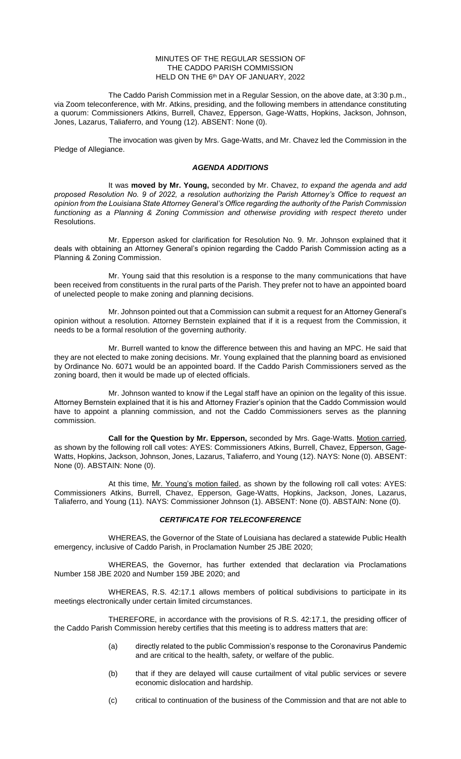MINUTES OF THE REGULAR SESSION OF
THE CADDO PARISH COMMISSION
HELD ON THE 6th DAY OF JANUARY, 2022

The Caddo Parish Commission met in a Regular Session, on the above date, at 3:30 p.m., via Zoom teleconference, with Mr. Atkins, presiding, and the following members in attendance constituting a quorum: Commissioners Atkins, Burrell, Chavez, Epperson, Gage-Watts, Hopkins, Jackson, Johnson, Jones, Lazarus, Taliaferro, and Young (12). ABSENT: None (0).

The invocation was given by Mrs. Gage-Watts, and Mr. Chavez led the Commission in the Pledge of Allegiance.

## ***AGENDA ADDITIONS***

It was **moved by Mr. Young,** seconded by Mr. Chavez, *to expand the agenda and add proposed Resolution No. 9 of 2022, a resolution authorizing the Parish Attorney's Office to request an opinion from the Louisiana State Attorney General's Office regarding the authority of the Parish Commission functioning as a Planning & Zoning Commission and otherwise providing with respect thereto* under Resolutions.

Mr. Epperson asked for clarification for Resolution No. 9. Mr. Johnson explained that it deals with obtaining an Attorney General's opinion regarding the Caddo Parish Commission acting as a Planning & Zoning Commission.

Mr. Young said that this resolution is a response to the many communications that have been received from constituents in the rural parts of the Parish. They prefer not to have an appointed board of unelected people to make zoning and planning decisions.

Mr. Johnson pointed out that a Commission can submit a request for an Attorney General's opinion without a resolution. Attorney Bernstein explained that if it is a request from the Commission, it needs to be a formal resolution of the governing authority.

Mr. Burrell wanted to know the difference between this and having an MPC. He said that they are not elected to make zoning decisions. Mr. Young explained that the planning board as envisioned by Ordinance No. 6071 would be an appointed board. If the Caddo Parish Commissioners served as the zoning board, then it would be made up of elected officials.

Mr. Johnson wanted to know if the Legal staff have an opinion on the legality of this issue. Attorney Bernstein explained that it is his and Attorney Frazier's opinion that the Caddo Commission would have to appoint a planning commission, and not the Caddo Commissioners serves as the planning commission.

**Call for the Question by Mr. Epperson,** seconded by Mrs. Gage-Watts. Motion carried, as shown by the following roll call votes: AYES: Commissioners Atkins, Burrell, Chavez, Epperson, Gage-Watts, Hopkins, Jackson, Johnson, Jones, Lazarus, Taliaferro, and Young (12). NAYS: None (0). ABSENT: None (0). ABSTAIN: None (0).

At this time, Mr. Young's motion failed, as shown by the following roll call votes: AYES: Commissioners Atkins, Burrell, Chavez, Epperson, Gage-Watts, Hopkins, Jackson, Jones, Lazarus, Taliaferro, and Young (11). NAYS: Commissioner Johnson (1). ABSENT: None (0). ABSTAIN: None (0).

## ***CERTIFICATE FOR TELECONFERENCE***

WHEREAS, the Governor of the State of Louisiana has declared a statewide Public Health emergency, inclusive of Caddo Parish, in Proclamation Number 25 JBE 2020;

WHEREAS, the Governor, has further extended that declaration via Proclamations Number 158 JBE 2020 and Number 159 JBE 2020; and

WHEREAS, R.S. 42:17.1 allows members of political subdivisions to participate in its meetings electronically under certain limited circumstances.

THEREFORE, in accordance with the provisions of R.S. 42:17.1, the presiding officer of the Caddo Parish Commission hereby certifies that this meeting is to address matters that are:

(a) directly related to the public Commission's response to the Coronavirus Pandemic and are critical to the health, safety, or welfare of the public.

(b) that if they are delayed will cause curtailment of vital public services or severe economic dislocation and hardship.

(c) critical to continuation of the business of the Commission and that are not able to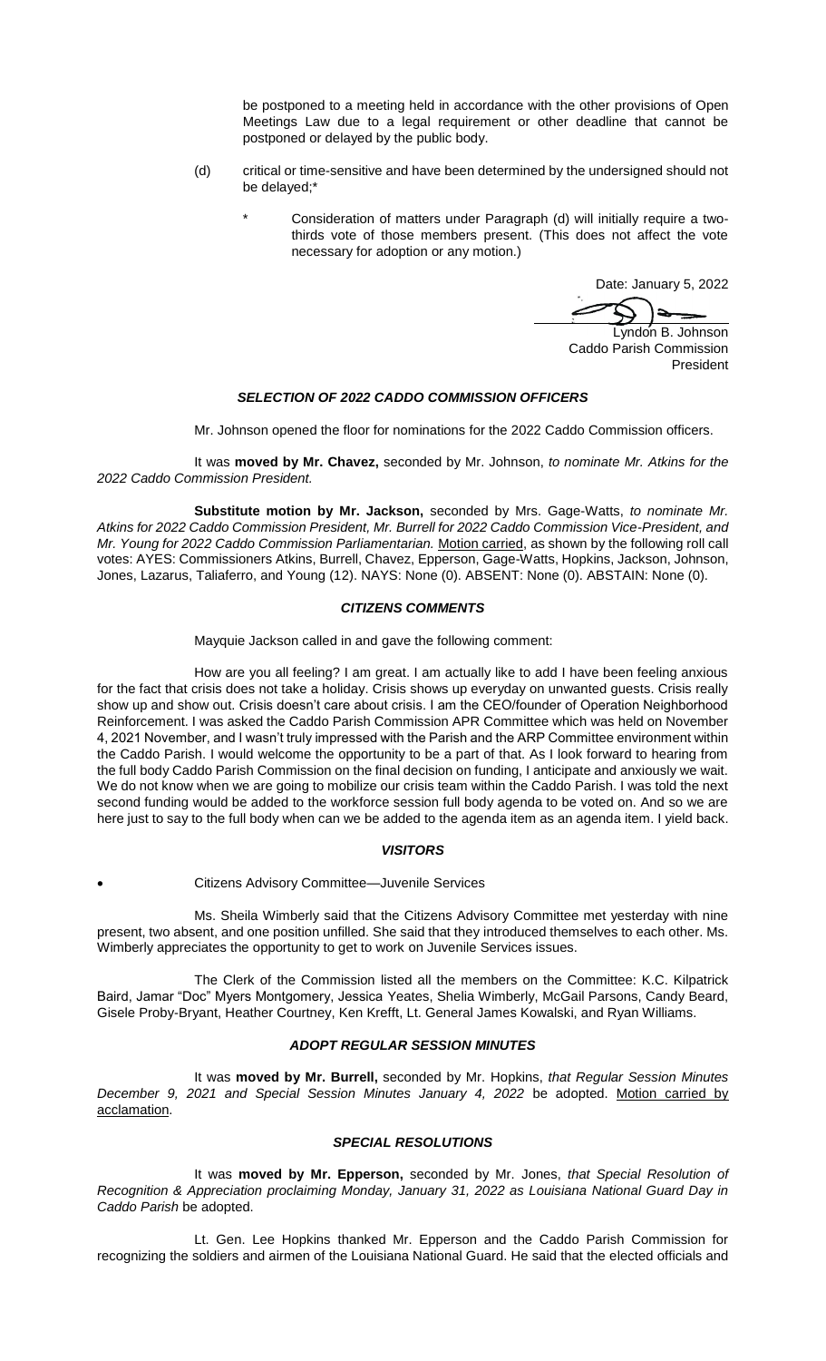be postponed to a meeting held in accordance with the other provisions of Open Meetings Law due to a legal requirement or other deadline that cannot be postponed or delayed by the public body.

(d) critical or time-sensitive and have been determined by the undersigned should not be delayed;*

\* Consideration of matters under Paragraph (d) will initially require a two-thirds vote of those members present. (This does not affect the vote necessary for adoption or any motion.)

Date: January 5, 2022

Lyndon B. Johnson
Caddo Parish Commission
President

### *SELECTION OF 2022 CADDO COMMISSION OFFICERS*

Mr. Johnson opened the floor for nominations for the 2022 Caddo Commission officers.

It was **moved by Mr. Chavez,** seconded by Mr. Johnson, *to nominate Mr. Atkins for the 2022 Caddo Commission President.*

**Substitute motion by Mr. Jackson,** seconded by Mrs. Gage-Watts, *to nominate Mr. Atkins for 2022 Caddo Commission President, Mr. Burrell for 2022 Caddo Commission Vice-President, and Mr. Young for 2022 Caddo Commission Parliamentarian.* Motion carried, as shown by the following roll call votes: AYES: Commissioners Atkins, Burrell, Chavez, Epperson, Gage-Watts, Hopkins, Jackson, Johnson, Jones, Lazarus, Taliaferro, and Young (12). NAYS: None (0). ABSENT: None (0). ABSTAIN: None (0).

### *CITIZENS COMMENTS*

Mayquie Jackson called in and gave the following comment:

How are you all feeling? I am great. I am actually like to add I have been feeling anxious for the fact that crisis does not take a holiday. Crisis shows up everyday on unwanted guests. Crisis really show up and show out. Crisis doesn't care about crisis. I am the CEO/founder of Operation Neighborhood Reinforcement. I was asked the Caddo Parish Commission APR Committee which was held on November 4, 2021 November, and I wasn't truly impressed with the Parish and the ARP Committee environment within the Caddo Parish. I would welcome the opportunity to be a part of that. As I look forward to hearing from the full body Caddo Parish Commission on the final decision on funding, I anticipate and anxiously we wait. We do not know when we are going to mobilize our crisis team within the Caddo Parish. I was told the next second funding would be added to the workforce session full body agenda to be voted on. And so we are here just to say to the full body when can we be added to the agenda item as an agenda item. I yield back.

### *VISITORS*

- Citizens Advisory Committee—Juvenile Services

Ms. Sheila Wimberly said that the Citizens Advisory Committee met yesterday with nine present, two absent, and one position unfilled. She said that they introduced themselves to each other. Ms. Wimberly appreciates the opportunity to get to work on Juvenile Services issues.

The Clerk of the Commission listed all the members on the Committee: K.C. Kilpatrick Baird, Jamar "Doc" Myers Montgomery, Jessica Yeates, Shelia Wimberly, McGail Parsons, Candy Beard, Gisele Proby-Bryant, Heather Courtney, Ken Krefft, Lt. General James Kowalski, and Ryan Williams.

### *ADOPT REGULAR SESSION MINUTES*

It was **moved by Mr. Burrell,** seconded by Mr. Hopkins, *that Regular Session Minutes December 9, 2021 and Special Session Minutes January 4, 2022* be adopted. Motion carried by acclamation.

### *SPECIAL RESOLUTIONS*

It was **moved by Mr. Epperson,** seconded by Mr. Jones, *that Special Resolution of Recognition & Appreciation proclaiming Monday, January 31, 2022 as Louisiana National Guard Day in Caddo Parish* be adopted.

Lt. Gen. Lee Hopkins thanked Mr. Epperson and the Caddo Parish Commission for recognizing the soldiers and airmen of the Louisiana National Guard. He said that the elected officials and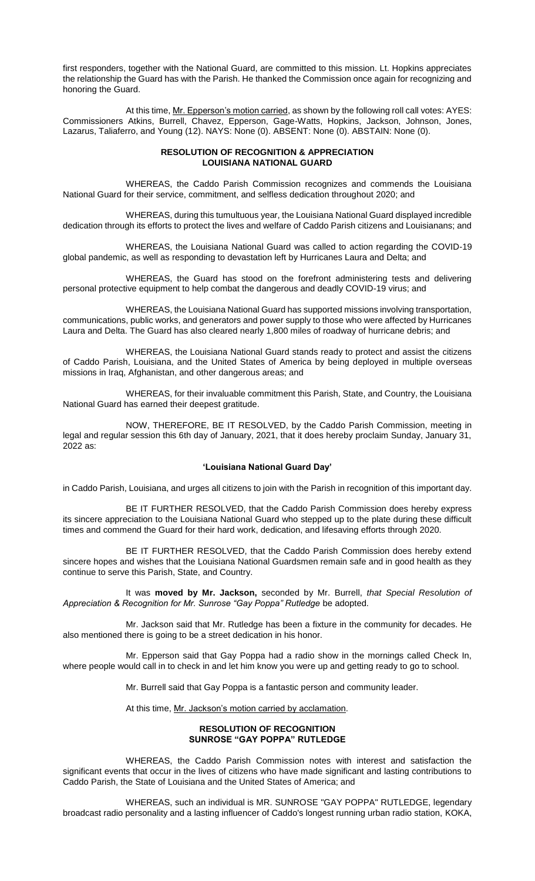first responders, together with the National Guard, are committed to this mission. Lt. Hopkins appreciates the relationship the Guard has with the Parish. He thanked the Commission once again for recognizing and honoring the Guard.

At this time, Mr. Epperson's motion carried, as shown by the following roll call votes: AYES: Commissioners Atkins, Burrell, Chavez, Epperson, Gage-Watts, Hopkins, Jackson, Johnson, Jones, Lazarus, Taliaferro, and Young (12). NAYS: None (0). ABSENT: None (0). ABSTAIN: None (0).

**RESOLUTION OF RECOGNITION & APPRECIATION**
**LOUISIANA NATIONAL GUARD**

WHEREAS, the Caddo Parish Commission recognizes and commends the Louisiana National Guard for their service, commitment, and selfless dedication throughout 2020; and

WHEREAS, during this tumultuous year, the Louisiana National Guard displayed incredible dedication through its efforts to protect the lives and welfare of Caddo Parish citizens and Louisianans; and

WHEREAS, the Louisiana National Guard was called to action regarding the COVID-19 global pandemic, as well as responding to devastation left by Hurricanes Laura and Delta; and

WHEREAS, the Guard has stood on the forefront administering tests and delivering personal protective equipment to help combat the dangerous and deadly COVID-19 virus; and

WHEREAS, the Louisiana National Guard has supported missions involving transportation, communications, public works, and generators and power supply to those who were affected by Hurricanes Laura and Delta. The Guard has also cleared nearly 1,800 miles of roadway of hurricane debris; and

WHEREAS, the Louisiana National Guard stands ready to protect and assist the citizens of Caddo Parish, Louisiana, and the United States of America by being deployed in multiple overseas missions in Iraq, Afghanistan, and other dangerous areas; and

WHEREAS, for their invaluable commitment this Parish, State, and Country, the Louisiana National Guard has earned their deepest gratitude.

NOW, THEREFORE, BE IT RESOLVED, by the Caddo Parish Commission, meeting in legal and regular session this 6th day of January, 2021, that it does hereby proclaim Sunday, January 31, 2022 as:

**'Louisiana National Guard Day'**

in Caddo Parish, Louisiana, and urges all citizens to join with the Parish in recognition of this important day.

BE IT FURTHER RESOLVED, that the Caddo Parish Commission does hereby express its sincere appreciation to the Louisiana National Guard who stepped up to the plate during these difficult times and commend the Guard for their hard work, dedication, and lifesaving efforts through 2020.

BE IT FURTHER RESOLVED, that the Caddo Parish Commission does hereby extend sincere hopes and wishes that the Louisiana National Guardsmen remain safe and in good health as they continue to serve this Parish, State, and Country.

It was **moved by Mr. Jackson,** seconded by Mr. Burrell, *that Special Resolution of Appreciation & Recognition for Mr. Sunrose "Gay Poppa" Rutledge* be adopted.

Mr. Jackson said that Mr. Rutledge has been a fixture in the community for decades. He also mentioned there is going to be a street dedication in his honor.

Mr. Epperson said that Gay Poppa had a radio show in the mornings called Check In, where people would call in to check in and let him know you were up and getting ready to go to school.

Mr. Burrell said that Gay Poppa is a fantastic person and community leader.

At this time, Mr. Jackson's motion carried by acclamation.

**RESOLUTION OF RECOGNITION**
**SUNROSE "GAY POPPA" RUTLEDGE**

WHEREAS, the Caddo Parish Commission notes with interest and satisfaction the significant events that occur in the lives of citizens who have made significant and lasting contributions to Caddo Parish, the State of Louisiana and the United States of America; and

WHEREAS, such an individual is MR. SUNROSE "GAY POPPA" RUTLEDGE, legendary broadcast radio personality and a lasting influencer of Caddo's longest running urban radio station, KOKA,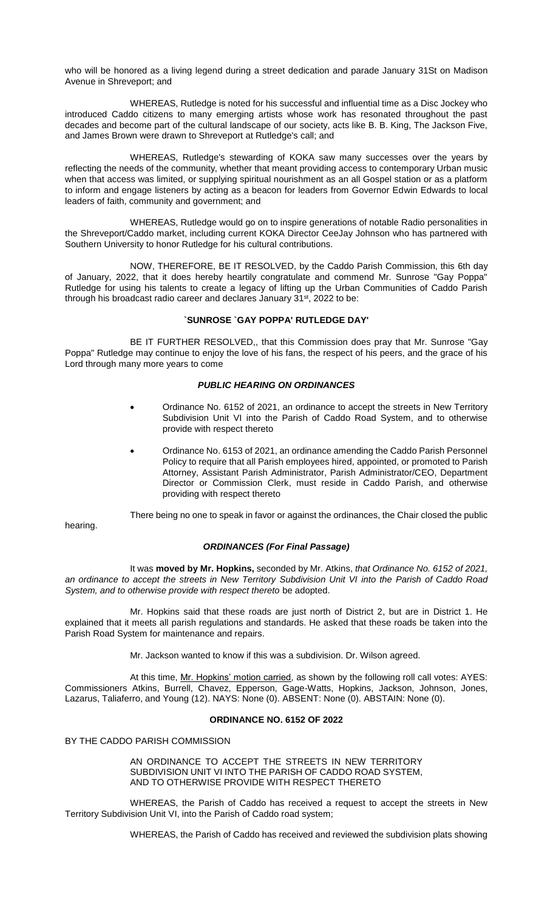who will be honored as a living legend during a street dedication and parade January 31St on Madison Avenue in Shreveport; and

WHEREAS, Rutledge is noted for his successful and influential time as a Disc Jockey who introduced Caddo citizens to many emerging artists whose work has resonated throughout the past decades and become part of the cultural landscape of our society, acts like B. B. King, The Jackson Five, and James Brown were drawn to Shreveport at Rutledge's call; and

WHEREAS, Rutledge's stewarding of KOKA saw many successes over the years by reflecting the needs of the community, whether that meant providing access to contemporary Urban music when that access was limited, or supplying spiritual nourishment as an all Gospel station or as a platform to inform and engage listeners by acting as a beacon for leaders from Governor Edwin Edwards to local leaders of faith, community and government; and

WHEREAS, Rutledge would go on to inspire generations of notable Radio personalities in the Shreveport/Caddo market, including current KOKA Director CeeJay Johnson who has partnered with Southern University to honor Rutledge for his cultural contributions.

NOW, THEREFORE, BE IT RESOLVED, by the Caddo Parish Commission, this 6th day of January, 2022, that it does hereby heartily congratulate and commend Mr. Sunrose "Gay Poppa" Rutledge for using his talents to create a legacy of lifting up the Urban Communities of Caddo Parish through his broadcast radio career and declares January 31st, 2022 to be:

**`SUNROSE `GAY POPPA' RUTLEDGE DAY'**

BE IT FURTHER RESOLVED,, that this Commission does pray that Mr. Sunrose "Gay Poppa" Rutledge may continue to enjoy the love of his fans, the respect of his peers, and the grace of his Lord through many more years to come

***PUBLIC HEARING ON ORDINANCES***

- Ordinance No. 6152 of 2021, an ordinance to accept the streets in New Territory Subdivision Unit VI into the Parish of Caddo Road System, and to otherwise provide with respect thereto
- Ordinance No. 6153 of 2021, an ordinance amending the Caddo Parish Personnel Policy to require that all Parish employees hired, appointed, or promoted to Parish Attorney, Assistant Parish Administrator, Parish Administrator/CEO, Department Director or Commission Clerk, must reside in Caddo Parish, and otherwise providing with respect thereto

There being no one to speak in favor or against the ordinances, the Chair closed the public hearing.

***ORDINANCES (For Final Passage)***

It was **moved by Mr. Hopkins,** seconded by Mr. Atkins, *that Ordinance No. 6152 of 2021, an ordinance to accept the streets in New Territory Subdivision Unit VI into the Parish of Caddo Road System, and to otherwise provide with respect thereto* be adopted.

Mr. Hopkins said that these roads are just north of District 2, but are in District 1. He explained that it meets all parish regulations and standards. He asked that these roads be taken into the Parish Road System for maintenance and repairs.

Mr. Jackson wanted to know if this was a subdivision. Dr. Wilson agreed.

At this time, Mr. Hopkins' motion carried, as shown by the following roll call votes: AYES: Commissioners Atkins, Burrell, Chavez, Epperson, Gage-Watts, Hopkins, Jackson, Johnson, Jones, Lazarus, Taliaferro, and Young (12). NAYS: None (0). ABSENT: None (0). ABSTAIN: None (0).

**ORDINANCE NO. 6152 OF 2022**

BY THE CADDO PARISH COMMISSION

AN ORDINANCE TO ACCEPT THE STREETS IN NEW TERRITORY SUBDIVISION UNIT VI INTO THE PARISH OF CADDO ROAD SYSTEM, AND TO OTHERWISE PROVIDE WITH RESPECT THERETO

WHEREAS, the Parish of Caddo has received a request to accept the streets in New Territory Subdivision Unit VI, into the Parish of Caddo road system;

WHEREAS, the Parish of Caddo has received and reviewed the subdivision plats showing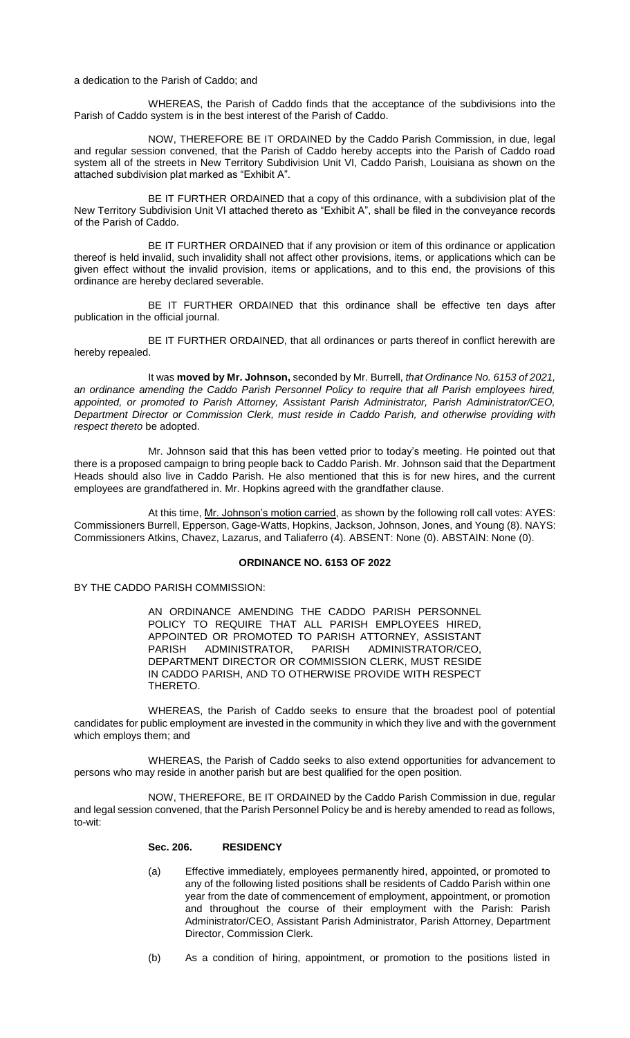a dedication to the Parish of Caddo; and

WHEREAS, the Parish of Caddo finds that the acceptance of the subdivisions into the Parish of Caddo system is in the best interest of the Parish of Caddo.

NOW, THEREFORE BE IT ORDAINED by the Caddo Parish Commission, in due, legal and regular session convened, that the Parish of Caddo hereby accepts into the Parish of Caddo road system all of the streets in New Territory Subdivision Unit VI, Caddo Parish, Louisiana as shown on the attached subdivision plat marked as "Exhibit A".

BE IT FURTHER ORDAINED that a copy of this ordinance, with a subdivision plat of the New Territory Subdivision Unit VI attached thereto as "Exhibit A", shall be filed in the conveyance records of the Parish of Caddo.

BE IT FURTHER ORDAINED that if any provision or item of this ordinance or application thereof is held invalid, such invalidity shall not affect other provisions, items, or applications which can be given effect without the invalid provision, items or applications, and to this end, the provisions of this ordinance are hereby declared severable.

BE IT FURTHER ORDAINED that this ordinance shall be effective ten days after publication in the official journal.

BE IT FURTHER ORDAINED, that all ordinances or parts thereof in conflict herewith are hereby repealed.

It was **moved by Mr. Johnson,** seconded by Mr. Burrell, *that Ordinance No. 6153 of 2021, an ordinance amending the Caddo Parish Personnel Policy to require that all Parish employees hired, appointed, or promoted to Parish Attorney, Assistant Parish Administrator, Parish Administrator/CEO, Department Director or Commission Clerk, must reside in Caddo Parish, and otherwise providing with respect thereto* be adopted.

Mr. Johnson said that this has been vetted prior to today's meeting. He pointed out that there is a proposed campaign to bring people back to Caddo Parish. Mr. Johnson said that the Department Heads should also live in Caddo Parish. He also mentioned that this is for new hires, and the current employees are grandfathered in. Mr. Hopkins agreed with the grandfather clause.

At this time, Mr. Johnson's motion carried, as shown by the following roll call votes: AYES: Commissioners Burrell, Epperson, Gage-Watts, Hopkins, Jackson, Johnson, Jones, and Young (8). NAYS: Commissioners Atkins, Chavez, Lazarus, and Taliaferro (4). ABSENT: None (0). ABSTAIN: None (0).

**ORDINANCE NO. 6153 OF 2022**

BY THE CADDO PARISH COMMISSION:

AN ORDINANCE AMENDING THE CADDO PARISH PERSONNEL POLICY TO REQUIRE THAT ALL PARISH EMPLOYEES HIRED, APPOINTED OR PROMOTED TO PARISH ATTORNEY, ASSISTANT PARISH ADMINISTRATOR, PARISH ADMINISTRATOR/CEO, DEPARTMENT DIRECTOR OR COMMISSION CLERK, MUST RESIDE IN CADDO PARISH, AND TO OTHERWISE PROVIDE WITH RESPECT THERETO.

WHEREAS, the Parish of Caddo seeks to ensure that the broadest pool of potential candidates for public employment are invested in the community in which they live and with the government which employs them; and

WHEREAS, the Parish of Caddo seeks to also extend opportunities for advancement to persons who may reside in another parish but are best qualified for the open position.

NOW, THEREFORE, BE IT ORDAINED by the Caddo Parish Commission in due, regular and legal session convened, that the Parish Personnel Policy be and is hereby amended to read as follows, to-wit:

**Sec. 206. RESIDENCY**

(a) Effective immediately, employees permanently hired, appointed, or promoted to any of the following listed positions shall be residents of Caddo Parish within one year from the date of commencement of employment, appointment, or promotion and throughout the course of their employment with the Parish: Parish Administrator/CEO, Assistant Parish Administrator, Parish Attorney, Department Director, Commission Clerk.

(b) As a condition of hiring, appointment, or promotion to the positions listed in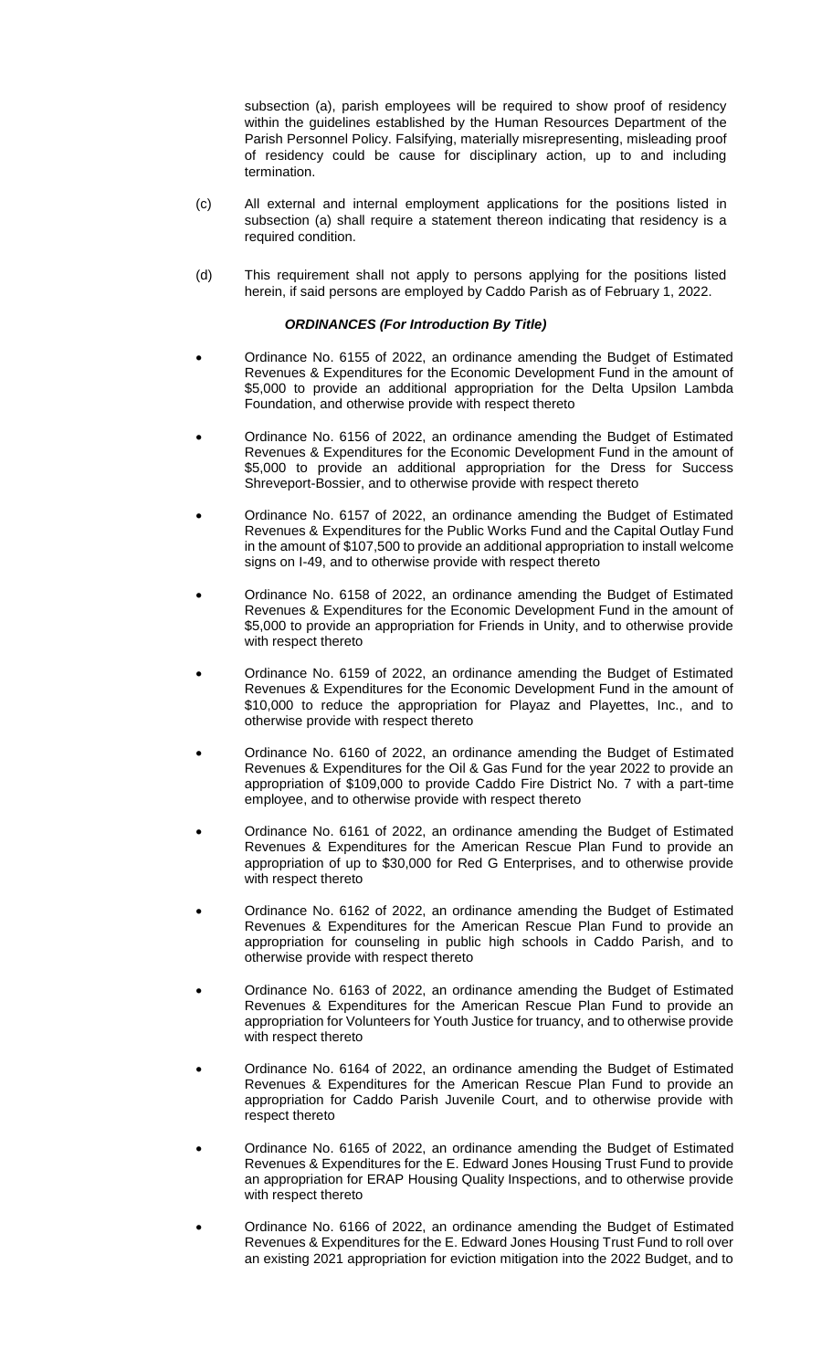subsection (a), parish employees will be required to show proof of residency within the guidelines established by the Human Resources Department of the Parish Personnel Policy. Falsifying, materially misrepresenting, misleading proof of residency could be cause for disciplinary action, up to and including termination.

(c) All external and internal employment applications for the positions listed in subsection (a) shall require a statement thereon indicating that residency is a required condition.

(d) This requirement shall not apply to persons applying for the positions listed herein, if said persons are employed by Caddo Parish as of February 1, 2022.

***ORDINANCES (For Introduction By Title)***

- Ordinance No. 6155 of 2022, an ordinance amending the Budget of Estimated Revenues & Expenditures for the Economic Development Fund in the amount of $5,000 to provide an additional appropriation for the Delta Upsilon Lambda Foundation, and otherwise provide with respect thereto

- Ordinance No. 6156 of 2022, an ordinance amending the Budget of Estimated Revenues & Expenditures for the Economic Development Fund in the amount of $5,000 to provide an additional appropriation for the Dress for Success Shreveport-Bossier, and to otherwise provide with respect thereto

- Ordinance No. 6157 of 2022, an ordinance amending the Budget of Estimated Revenues & Expenditures for the Public Works Fund and the Capital Outlay Fund in the amount of $107,500 to provide an additional appropriation to install welcome signs on I-49, and to otherwise provide with respect thereto

- Ordinance No. 6158 of 2022, an ordinance amending the Budget of Estimated Revenues & Expenditures for the Economic Development Fund in the amount of $5,000 to provide an appropriation for Friends in Unity, and to otherwise provide with respect thereto

- Ordinance No. 6159 of 2022, an ordinance amending the Budget of Estimated Revenues & Expenditures for the Economic Development Fund in the amount of $10,000 to reduce the appropriation for Playaz and Playettes, Inc., and to otherwise provide with respect thereto

- Ordinance No. 6160 of 2022, an ordinance amending the Budget of Estimated Revenues & Expenditures for the Oil & Gas Fund for the year 2022 to provide an appropriation of $109,000 to provide Caddo Fire District No. 7 with a part-time employee, and to otherwise provide with respect thereto

- Ordinance No. 6161 of 2022, an ordinance amending the Budget of Estimated Revenues & Expenditures for the American Rescue Plan Fund to provide an appropriation of up to $30,000 for Red G Enterprises, and to otherwise provide with respect thereto

- Ordinance No. 6162 of 2022, an ordinance amending the Budget of Estimated Revenues & Expenditures for the American Rescue Plan Fund to provide an appropriation for counseling in public high schools in Caddo Parish, and to otherwise provide with respect thereto

- Ordinance No. 6163 of 2022, an ordinance amending the Budget of Estimated Revenues & Expenditures for the American Rescue Plan Fund to provide an appropriation for Volunteers for Youth Justice for truancy, and to otherwise provide with respect thereto

- Ordinance No. 6164 of 2022, an ordinance amending the Budget of Estimated Revenues & Expenditures for the American Rescue Plan Fund to provide an appropriation for Caddo Parish Juvenile Court, and to otherwise provide with respect thereto

- Ordinance No. 6165 of 2022, an ordinance amending the Budget of Estimated Revenues & Expenditures for the E. Edward Jones Housing Trust Fund to provide an appropriation for ERAP Housing Quality Inspections, and to otherwise provide with respect thereto

- Ordinance No. 6166 of 2022, an ordinance amending the Budget of Estimated Revenues & Expenditures for the E. Edward Jones Housing Trust Fund to roll over an existing 2021 appropriation for eviction mitigation into the 2022 Budget, and to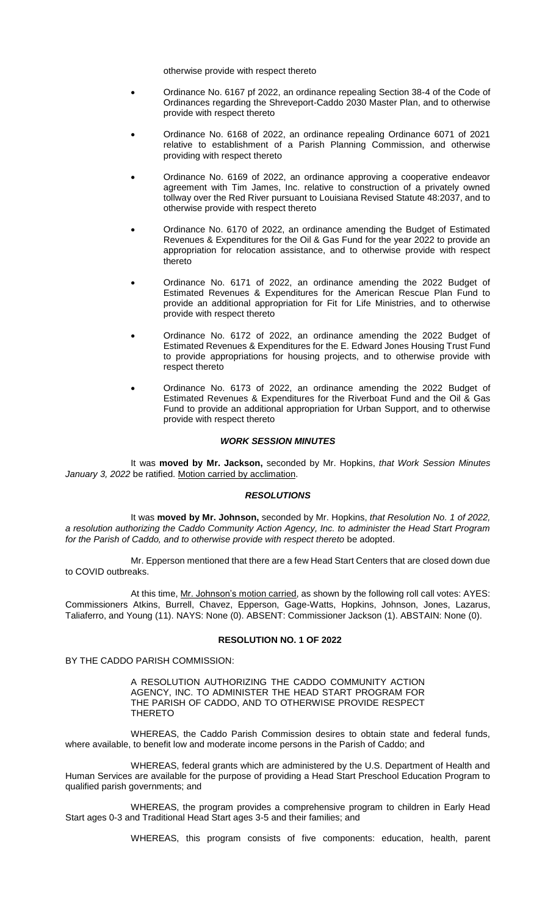otherwise provide with respect thereto

- Ordinance No. 6167 pf 2022, an ordinance repealing Section 38-4 of the Code of Ordinances regarding the Shreveport-Caddo 2030 Master Plan, and to otherwise provide with respect thereto
- Ordinance No. 6168 of 2022, an ordinance repealing Ordinance 6071 of 2021 relative to establishment of a Parish Planning Commission, and otherwise providing with respect thereto
- Ordinance No. 6169 of 2022, an ordinance approving a cooperative endeavor agreement with Tim James, Inc. relative to construction of a privately owned tollway over the Red River pursuant to Louisiana Revised Statute 48:2037, and to otherwise provide with respect thereto
- Ordinance No. 6170 of 2022, an ordinance amending the Budget of Estimated Revenues & Expenditures for the Oil & Gas Fund for the year 2022 to provide an appropriation for relocation assistance, and to otherwise provide with respect thereto
- Ordinance No. 6171 of 2022, an ordinance amending the 2022 Budget of Estimated Revenues & Expenditures for the American Rescue Plan Fund to provide an additional appropriation for Fit for Life Ministries, and to otherwise provide with respect thereto
- Ordinance No. 6172 of 2022, an ordinance amending the 2022 Budget of Estimated Revenues & Expenditures for the E. Edward Jones Housing Trust Fund to provide appropriations for housing projects, and to otherwise provide with respect thereto
- Ordinance No. 6173 of 2022, an ordinance amending the 2022 Budget of Estimated Revenues & Expenditures for the Riverboat Fund and the Oil & Gas Fund to provide an additional appropriation for Urban Support, and to otherwise provide with respect thereto

### *WORK SESSION MINUTES*

It was **moved by Mr. Jackson,** seconded by Mr. Hopkins, *that Work Session Minutes January 3, 2022* be ratified. Motion carried by acclimation.

### *RESOLUTIONS*

It was **moved by Mr. Johnson,** seconded by Mr. Hopkins, *that Resolution No. 1 of 2022, a resolution authorizing the Caddo Community Action Agency, Inc. to administer the Head Start Program for the Parish of Caddo, and to otherwise provide with respect thereto* be adopted.

Mr. Epperson mentioned that there are a few Head Start Centers that are closed down due to COVID outbreaks.

At this time, Mr. Johnson's motion carried, as shown by the following roll call votes: AYES: Commissioners Atkins, Burrell, Chavez, Epperson, Gage-Watts, Hopkins, Johnson, Jones, Lazarus, Taliaferro, and Young (11). NAYS: None (0). ABSENT: Commissioner Jackson (1). ABSTAIN: None (0).

### RESOLUTION NO. 1 OF 2022

BY THE CADDO PARISH COMMISSION:

A RESOLUTION AUTHORIZING THE CADDO COMMUNITY ACTION AGENCY, INC. TO ADMINISTER THE HEAD START PROGRAM FOR THE PARISH OF CADDO, AND TO OTHERWISE PROVIDE RESPECT THERETO

WHEREAS, the Caddo Parish Commission desires to obtain state and federal funds, where available, to benefit low and moderate income persons in the Parish of Caddo; and

WHEREAS, federal grants which are administered by the U.S. Department of Health and Human Services are available for the purpose of providing a Head Start Preschool Education Program to qualified parish governments; and

WHEREAS, the program provides a comprehensive program to children in Early Head Start ages 0-3 and Traditional Head Start ages 3-5 and their families; and

WHEREAS, this program consists of five components: education, health, parent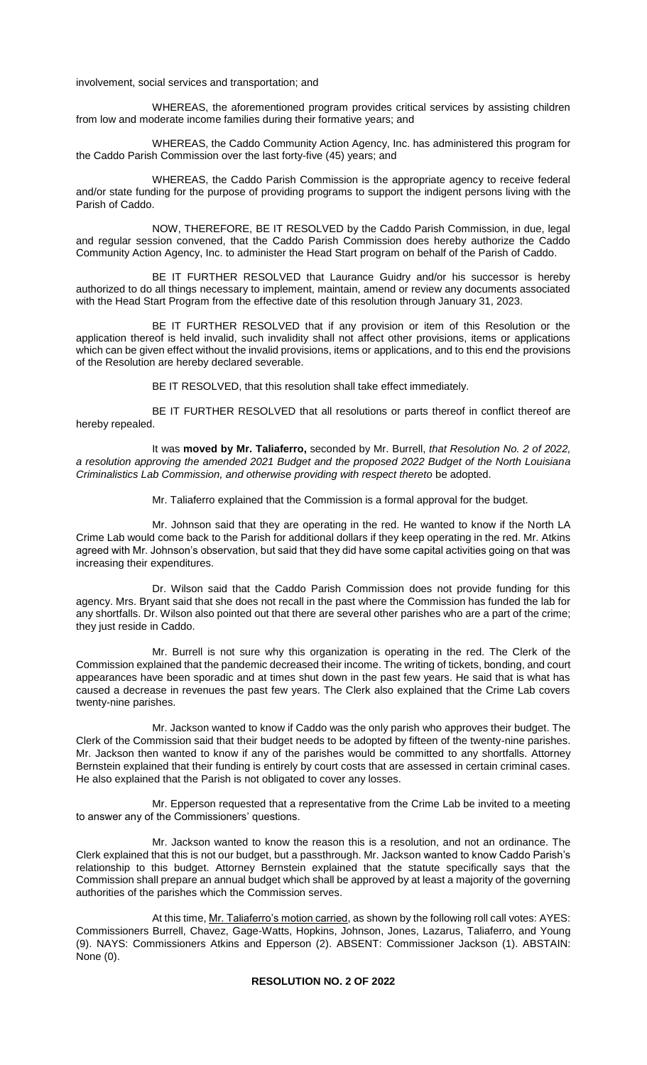involvement, social services and transportation; and

WHEREAS, the aforementioned program provides critical services by assisting children from low and moderate income families during their formative years; and

WHEREAS, the Caddo Community Action Agency, Inc. has administered this program for the Caddo Parish Commission over the last forty-five (45) years; and

WHEREAS, the Caddo Parish Commission is the appropriate agency to receive federal and/or state funding for the purpose of providing programs to support the indigent persons living with the Parish of Caddo.

NOW, THEREFORE, BE IT RESOLVED by the Caddo Parish Commission, in due, legal and regular session convened, that the Caddo Parish Commission does hereby authorize the Caddo Community Action Agency, Inc. to administer the Head Start program on behalf of the Parish of Caddo.

BE IT FURTHER RESOLVED that Laurance Guidry and/or his successor is hereby authorized to do all things necessary to implement, maintain, amend or review any documents associated with the Head Start Program from the effective date of this resolution through January 31, 2023.

BE IT FURTHER RESOLVED that if any provision or item of this Resolution or the application thereof is held invalid, such invalidity shall not affect other provisions, items or applications which can be given effect without the invalid provisions, items or applications, and to this end the provisions of the Resolution are hereby declared severable.

BE IT RESOLVED, that this resolution shall take effect immediately.

BE IT FURTHER RESOLVED that all resolutions or parts thereof in conflict thereof are hereby repealed.

It was **moved by Mr. Taliaferro,** seconded by Mr. Burrell, *that Resolution No. 2 of 2022, a resolution approving the amended 2021 Budget and the proposed 2022 Budget of the North Louisiana Criminalistics Lab Commission, and otherwise providing with respect thereto* be adopted.

Mr. Taliaferro explained that the Commission is a formal approval for the budget.

Mr. Johnson said that they are operating in the red. He wanted to know if the North LA Crime Lab would come back to the Parish for additional dollars if they keep operating in the red. Mr. Atkins agreed with Mr. Johnson's observation, but said that they did have some capital activities going on that was increasing their expenditures.

Dr. Wilson said that the Caddo Parish Commission does not provide funding for this agency. Mrs. Bryant said that she does not recall in the past where the Commission has funded the lab for any shortfalls. Dr. Wilson also pointed out that there are several other parishes who are a part of the crime; they just reside in Caddo.

Mr. Burrell is not sure why this organization is operating in the red. The Clerk of the Commission explained that the pandemic decreased their income. The writing of tickets, bonding, and court appearances have been sporadic and at times shut down in the past few years. He said that is what has caused a decrease in revenues the past few years. The Clerk also explained that the Crime Lab covers twenty-nine parishes.

Mr. Jackson wanted to know if Caddo was the only parish who approves their budget. The Clerk of the Commission said that their budget needs to be adopted by fifteen of the twenty-nine parishes. Mr. Jackson then wanted to know if any of the parishes would be committed to any shortfalls. Attorney Bernstein explained that their funding is entirely by court costs that are assessed in certain criminal cases. He also explained that the Parish is not obligated to cover any losses.

Mr. Epperson requested that a representative from the Crime Lab be invited to a meeting to answer any of the Commissioners' questions.

Mr. Jackson wanted to know the reason this is a resolution, and not an ordinance. The Clerk explained that this is not our budget, but a passthrough. Mr. Jackson wanted to know Caddo Parish's relationship to this budget. Attorney Bernstein explained that the statute specifically says that the Commission shall prepare an annual budget which shall be approved by at least a majority of the governing authorities of the parishes which the Commission serves.

At this time, Mr. Taliaferro's motion carried, as shown by the following roll call votes: AYES: Commissioners Burrell, Chavez, Gage-Watts, Hopkins, Johnson, Jones, Lazarus, Taliaferro, and Young (9). NAYS: Commissioners Atkins and Epperson (2). ABSENT: Commissioner Jackson (1). ABSTAIN: None (0).

**RESOLUTION NO. 2 OF 2022**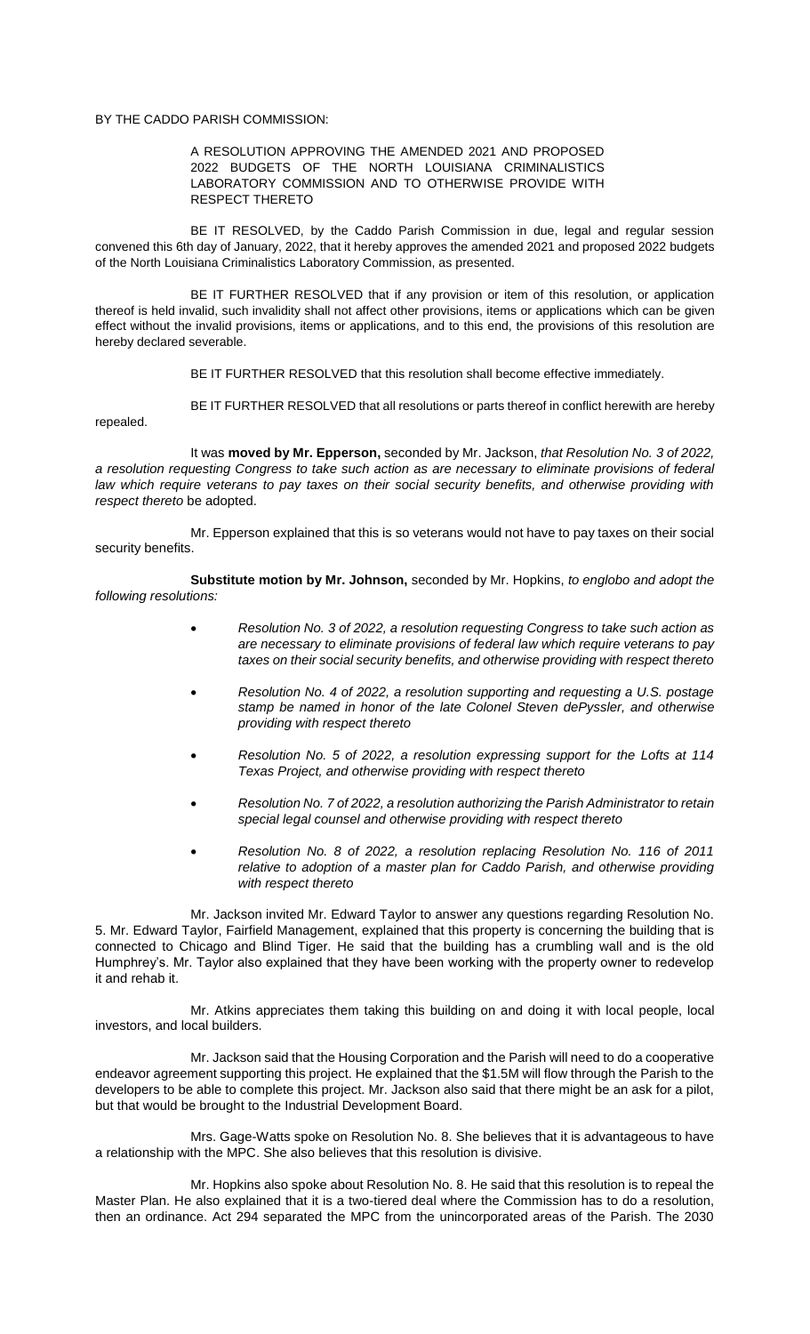BY THE CADDO PARISH COMMISSION:

A RESOLUTION APPROVING THE AMENDED 2021 AND PROPOSED 2022 BUDGETS OF THE NORTH LOUISIANA CRIMINALISTICS LABORATORY COMMISSION AND TO OTHERWISE PROVIDE WITH RESPECT THERETO

BE IT RESOLVED, by the Caddo Parish Commission in due, legal and regular session convened this 6th day of January, 2022, that it hereby approves the amended 2021 and proposed 2022 budgets of the North Louisiana Criminalistics Laboratory Commission, as presented.

BE IT FURTHER RESOLVED that if any provision or item of this resolution, or application thereof is held invalid, such invalidity shall not affect other provisions, items or applications which can be given effect without the invalid provisions, items or applications, and to this end, the provisions of this resolution are hereby declared severable.

BE IT FURTHER RESOLVED that this resolution shall become effective immediately.

BE IT FURTHER RESOLVED that all resolutions or parts thereof in conflict herewith are hereby repealed.

It was **moved by Mr. Epperson,** seconded by Mr. Jackson, *that Resolution No. 3 of 2022, a resolution requesting Congress to take such action as are necessary to eliminate provisions of federal law which require veterans to pay taxes on their social security benefits, and otherwise providing with respect thereto* be adopted.

Mr. Epperson explained that this is so veterans would not have to pay taxes on their social security benefits.

**Substitute motion by Mr. Johnson,** seconded by Mr. Hopkins, *to englobo and adopt the following resolutions:*

- *Resolution No. 3 of 2022, a resolution requesting Congress to take such action as are necessary to eliminate provisions of federal law which require veterans to pay taxes on their social security benefits, and otherwise providing with respect thereto*
- *Resolution No. 4 of 2022, a resolution supporting and requesting a U.S. postage stamp be named in honor of the late Colonel Steven dePyssler, and otherwise providing with respect thereto*
- *Resolution No. 5 of 2022, a resolution expressing support for the Lofts at 114 Texas Project, and otherwise providing with respect thereto*
- *Resolution No. 7 of 2022, a resolution authorizing the Parish Administrator to retain special legal counsel and otherwise providing with respect thereto*
- *Resolution No. 8 of 2022, a resolution replacing Resolution No. 116 of 2011 relative to adoption of a master plan for Caddo Parish, and otherwise providing with respect thereto*

Mr. Jackson invited Mr. Edward Taylor to answer any questions regarding Resolution No. 5. Mr. Edward Taylor, Fairfield Management, explained that this property is concerning the building that is connected to Chicago and Blind Tiger. He said that the building has a crumbling wall and is the old Humphrey's. Mr. Taylor also explained that they have been working with the property owner to redevelop it and rehab it.

Mr. Atkins appreciates them taking this building on and doing it with local people, local investors, and local builders.

Mr. Jackson said that the Housing Corporation and the Parish will need to do a cooperative endeavor agreement supporting this project. He explained that the $1.5M will flow through the Parish to the developers to be able to complete this project. Mr. Jackson also said that there might be an ask for a pilot, but that would be brought to the Industrial Development Board.

Mrs. Gage-Watts spoke on Resolution No. 8. She believes that it is advantageous to have a relationship with the MPC. She also believes that this resolution is divisive.

Mr. Hopkins also spoke about Resolution No. 8. He said that this resolution is to repeal the Master Plan. He also explained that it is a two-tiered deal where the Commission has to do a resolution, then an ordinance. Act 294 separated the MPC from the unincorporated areas of the Parish. The 2030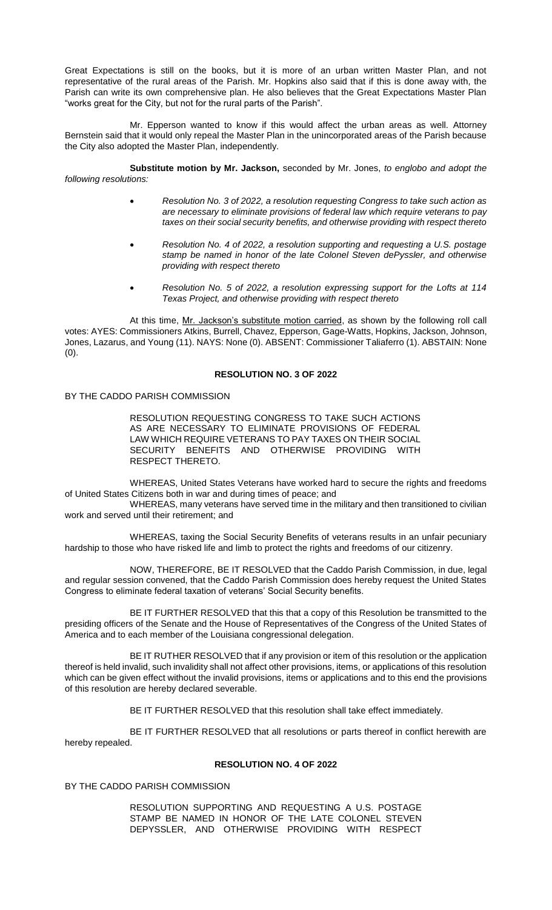Great Expectations is still on the books, but it is more of an urban written Master Plan, and not representative of the rural areas of the Parish. Mr. Hopkins also said that if this is done away with, the Parish can write its own comprehensive plan. He also believes that the Great Expectations Master Plan "works great for the City, but not for the rural parts of the Parish".

Mr. Epperson wanted to know if this would affect the urban areas as well. Attorney Bernstein said that it would only repeal the Master Plan in the unincorporated areas of the Parish because the City also adopted the Master Plan, independently.

**Substitute motion by Mr. Jackson,** seconded by Mr. Jones, *to englobo and adopt the following resolutions:*

- *Resolution No. 3 of 2022, a resolution requesting Congress to take such action as are necessary to eliminate provisions of federal law which require veterans to pay taxes on their social security benefits, and otherwise providing with respect thereto*
- *Resolution No. 4 of 2022, a resolution supporting and requesting a U.S. postage stamp be named in honor of the late Colonel Steven dePyssler, and otherwise providing with respect thereto*
- *Resolution No. 5 of 2022, a resolution expressing support for the Lofts at 114 Texas Project, and otherwise providing with respect thereto*

At this time, Mr. Jackson's substitute motion carried, as shown by the following roll call votes: AYES: Commissioners Atkins, Burrell, Chavez, Epperson, Gage-Watts, Hopkins, Jackson, Johnson, Jones, Lazarus, and Young (11). NAYS: None (0). ABSENT: Commissioner Taliaferro (1). ABSTAIN: None (0).

## RESOLUTION NO. 3 OF 2022

BY THE CADDO PARISH COMMISSION

RESOLUTION REQUESTING CONGRESS TO TAKE SUCH ACTIONS AS ARE NECESSARY TO ELIMINATE PROVISIONS OF FEDERAL LAW WHICH REQUIRE VETERANS TO PAY TAXES ON THEIR SOCIAL SECURITY BENEFITS AND OTHERWISE PROVIDING WITH RESPECT THERETO.

WHEREAS, United States Veterans have worked hard to secure the rights and freedoms of United States Citizens both in war and during times of peace; and

WHEREAS, many veterans have served time in the military and then transitioned to civilian work and served until their retirement; and

WHEREAS, taxing the Social Security Benefits of veterans results in an unfair pecuniary hardship to those who have risked life and limb to protect the rights and freedoms of our citizenry.

NOW, THEREFORE, BE IT RESOLVED that the Caddo Parish Commission, in due, legal and regular session convened, that the Caddo Parish Commission does hereby request the United States Congress to eliminate federal taxation of veterans' Social Security benefits.

BE IT FURTHER RESOLVED that this that a copy of this Resolution be transmitted to the presiding officers of the Senate and the House of Representatives of the Congress of the United States of America and to each member of the Louisiana congressional delegation.

BE IT RUTHER RESOLVED that if any provision or item of this resolution or the application thereof is held invalid, such invalidity shall not affect other provisions, items, or applications of this resolution which can be given effect without the invalid provisions, items or applications and to this end the provisions of this resolution are hereby declared severable.

BE IT FURTHER RESOLVED that this resolution shall take effect immediately.

BE IT FURTHER RESOLVED that all resolutions or parts thereof in conflict herewith are hereby repealed.

## RESOLUTION NO. 4 OF 2022

BY THE CADDO PARISH COMMISSION

RESOLUTION SUPPORTING AND REQUESTING A U.S. POSTAGE STAMP BE NAMED IN HONOR OF THE LATE COLONEL STEVEN DEPYSSLER, AND OTHERWISE PROVIDING WITH RESPECT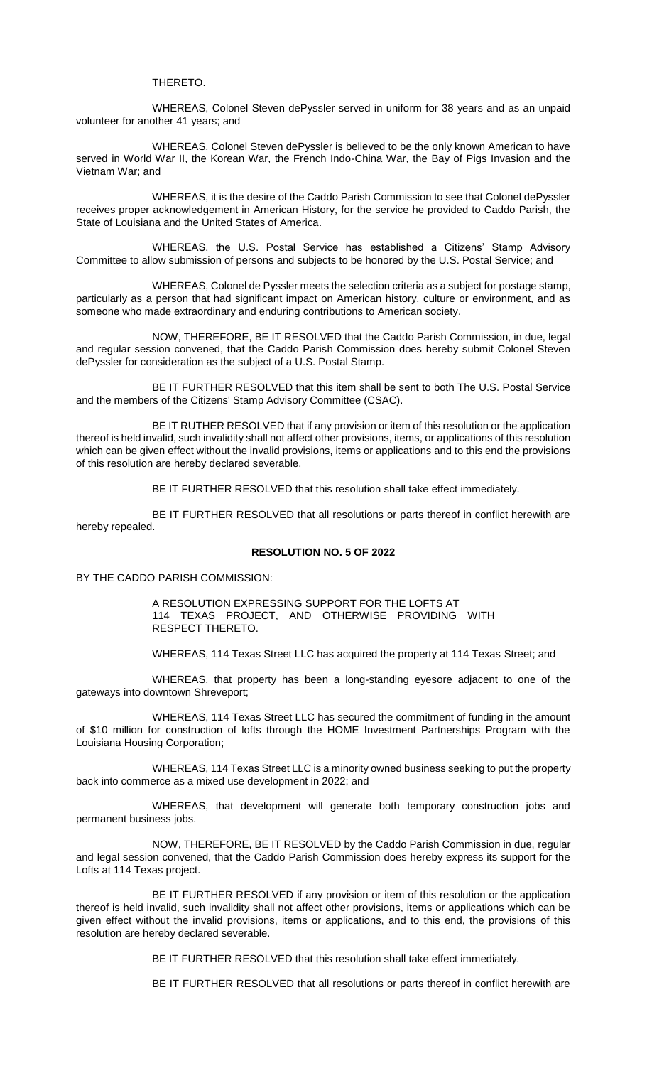THERETO.

WHEREAS, Colonel Steven dePyssler served in uniform for 38 years and as an unpaid volunteer for another 41 years; and

WHEREAS, Colonel Steven dePyssler is believed to be the only known American to have served in World War II, the Korean War, the French Indo-China War, the Bay of Pigs Invasion and the Vietnam War; and

WHEREAS, it is the desire of the Caddo Parish Commission to see that Colonel dePyssler receives proper acknowledgement in American History, for the service he provided to Caddo Parish, the State of Louisiana and the United States of America.

WHEREAS, the U.S. Postal Service has established a Citizens' Stamp Advisory Committee to allow submission of persons and subjects to be honored by the U.S. Postal Service; and

WHEREAS, Colonel de Pyssler meets the selection criteria as a subject for postage stamp, particularly as a person that had significant impact on American history, culture or environment, and as someone who made extraordinary and enduring contributions to American society.

NOW, THEREFORE, BE IT RESOLVED that the Caddo Parish Commission, in due, legal and regular session convened, that the Caddo Parish Commission does hereby submit Colonel Steven dePyssler for consideration as the subject of a U.S. Postal Stamp.

BE IT FURTHER RESOLVED that this item shall be sent to both The U.S. Postal Service and the members of the Citizens' Stamp Advisory Committee (CSAC).

BE IT RUTHER RESOLVED that if any provision or item of this resolution or the application thereof is held invalid, such invalidity shall not affect other provisions, items, or applications of this resolution which can be given effect without the invalid provisions, items or applications and to this end the provisions of this resolution are hereby declared severable.

BE IT FURTHER RESOLVED that this resolution shall take effect immediately.

BE IT FURTHER RESOLVED that all resolutions or parts thereof in conflict herewith are hereby repealed.

**RESOLUTION NO. 5 OF 2022**

BY THE CADDO PARISH COMMISSION:

A RESOLUTION EXPRESSING SUPPORT FOR THE LOFTS AT 114 TEXAS PROJECT, AND OTHERWISE PROVIDING WITH RESPECT THERETO.

WHEREAS, 114 Texas Street LLC has acquired the property at 114 Texas Street; and

WHEREAS, that property has been a long-standing eyesore adjacent to one of the gateways into downtown Shreveport;

WHEREAS, 114 Texas Street LLC has secured the commitment of funding in the amount of $10 million for construction of lofts through the HOME Investment Partnerships Program with the Louisiana Housing Corporation;

WHEREAS, 114 Texas Street LLC is a minority owned business seeking to put the property back into commerce as a mixed use development in 2022; and

WHEREAS, that development will generate both temporary construction jobs and permanent business jobs.

NOW, THEREFORE, BE IT RESOLVED by the Caddo Parish Commission in due, regular and legal session convened, that the Caddo Parish Commission does hereby express its support for the Lofts at 114 Texas project.

BE IT FURTHER RESOLVED if any provision or item of this resolution or the application thereof is held invalid, such invalidity shall not affect other provisions, items or applications which can be given effect without the invalid provisions, items, or applications, and to this end, the provisions of this resolution are hereby declared severable.

BE IT FURTHER RESOLVED that this resolution shall take effect immediately.

BE IT FURTHER RESOLVED that all resolutions or parts thereof in conflict herewith are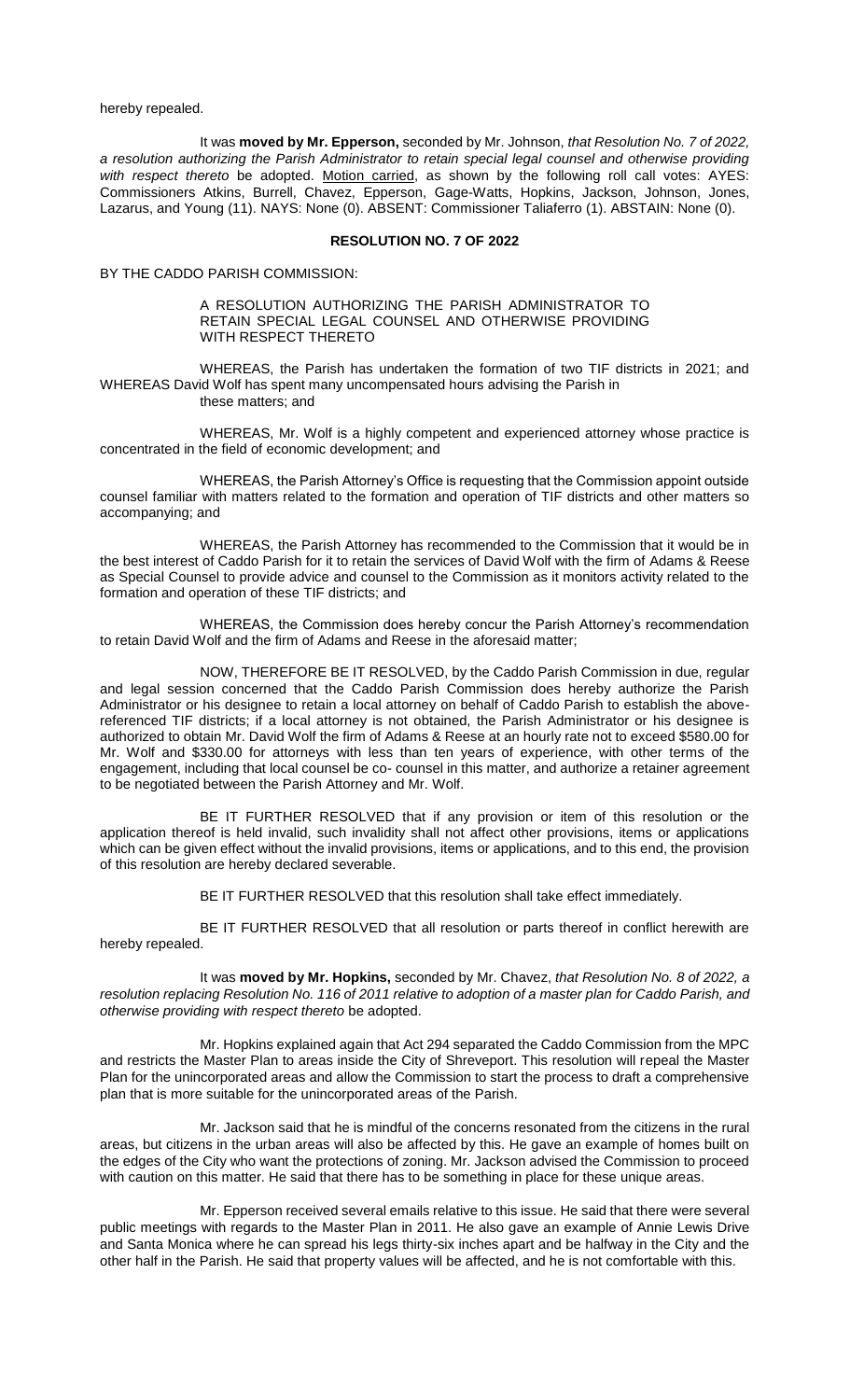hereby repealed.

It was **moved by Mr. Epperson,** seconded by Mr. Johnson, *that Resolution No. 7 of 2022, a resolution authorizing the Parish Administrator to retain special legal counsel and otherwise providing with respect thereto* be adopted. Motion carried, as shown by the following roll call votes: AYES: Commissioners Atkins, Burrell, Chavez, Epperson, Gage-Watts, Hopkins, Jackson, Johnson, Jones, Lazarus, and Young (11). NAYS: None (0). ABSENT: Commissioner Taliaferro (1). ABSTAIN: None (0).

**RESOLUTION NO. 7 OF 2022**

BY THE CADDO PARISH COMMISSION:

A RESOLUTION AUTHORIZING THE PARISH ADMINISTRATOR TO RETAIN SPECIAL LEGAL COUNSEL AND OTHERWISE PROVIDING WITH RESPECT THERETO

WHEREAS, the Parish has undertaken the formation of two TIF districts in 2021; and WHEREAS David Wolf has spent many uncompensated hours advising the Parish in these matters; and

WHEREAS, Mr. Wolf is a highly competent and experienced attorney whose practice is concentrated in the field of economic development; and

WHEREAS, the Parish Attorney's Office is requesting that the Commission appoint outside counsel familiar with matters related to the formation and operation of TIF districts and other matters so accompanying; and

WHEREAS, the Parish Attorney has recommended to the Commission that it would be in the best interest of Caddo Parish for it to retain the services of David Wolf with the firm of Adams & Reese as Special Counsel to provide advice and counsel to the Commission as it monitors activity related to the formation and operation of these TIF districts; and

WHEREAS, the Commission does hereby concur the Parish Attorney's recommendation to retain David Wolf and the firm of Adams and Reese in the aforesaid matter;

NOW, THEREFORE BE IT RESOLVED, by the Caddo Parish Commission in due, regular and legal session concerned that the Caddo Parish Commission does hereby authorize the Parish Administrator or his designee to retain a local attorney on behalf of Caddo Parish to establish the above-referenced TIF districts; if a local attorney is not obtained, the Parish Administrator or his designee is authorized to obtain Mr. David Wolf the firm of Adams & Reese at an hourly rate not to exceed $580.00 for Mr. Wolf and $330.00 for attorneys with less than ten years of experience, with other terms of the engagement, including that local counsel be co- counsel in this matter, and authorize a retainer agreement to be negotiated between the Parish Attorney and Mr. Wolf.

BE IT FURTHER RESOLVED that if any provision or item of this resolution or the application thereof is held invalid, such invalidity shall not affect other provisions, items or applications which can be given effect without the invalid provisions, items or applications, and to this end, the provision of this resolution are hereby declared severable.

BE IT FURTHER RESOLVED that this resolution shall take effect immediately.

BE IT FURTHER RESOLVED that all resolution or parts thereof in conflict herewith are hereby repealed.

It was **moved by Mr. Hopkins,** seconded by Mr. Chavez, *that Resolution No. 8 of 2022, a resolution replacing Resolution No. 116 of 2011 relative to adoption of a master plan for Caddo Parish, and otherwise providing with respect thereto* be adopted.

Mr. Hopkins explained again that Act 294 separated the Caddo Commission from the MPC and restricts the Master Plan to areas inside the City of Shreveport. This resolution will repeal the Master Plan for the unincorporated areas and allow the Commission to start the process to draft a comprehensive plan that is more suitable for the unincorporated areas of the Parish.

Mr. Jackson said that he is mindful of the concerns resonated from the citizens in the rural areas, but citizens in the urban areas will also be affected by this. He gave an example of homes built on the edges of the City who want the protections of zoning. Mr. Jackson advised the Commission to proceed with caution on this matter. He said that there has to be something in place for these unique areas.

Mr. Epperson received several emails relative to this issue. He said that there were several public meetings with regards to the Master Plan in 2011. He also gave an example of Annie Lewis Drive and Santa Monica where he can spread his legs thirty-six inches apart and be halfway in the City and the other half in the Parish. He said that property values will be affected, and he is not comfortable with this.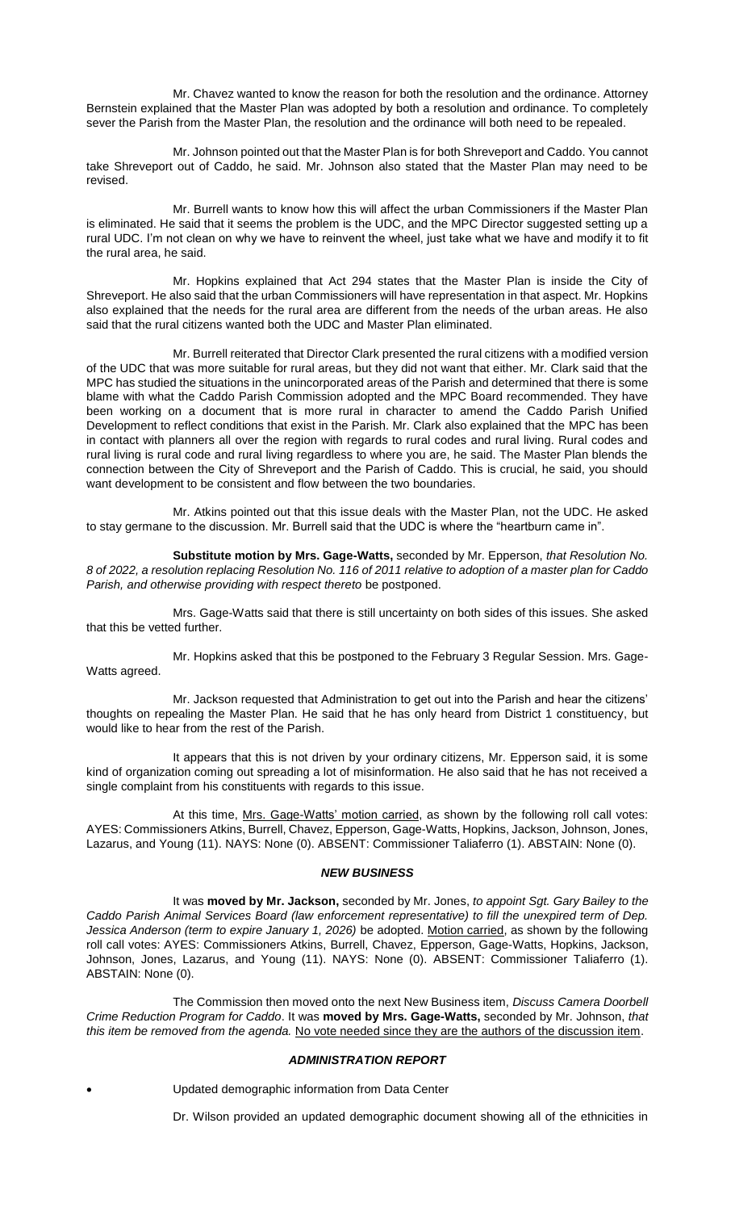Mr. Chavez wanted to know the reason for both the resolution and the ordinance. Attorney Bernstein explained that the Master Plan was adopted by both a resolution and ordinance. To completely sever the Parish from the Master Plan, the resolution and the ordinance will both need to be repealed.

Mr. Johnson pointed out that the Master Plan is for both Shreveport and Caddo. You cannot take Shreveport out of Caddo, he said. Mr. Johnson also stated that the Master Plan may need to be revised.

Mr. Burrell wants to know how this will affect the urban Commissioners if the Master Plan is eliminated. He said that it seems the problem is the UDC, and the MPC Director suggested setting up a rural UDC. I'm not clean on why we have to reinvent the wheel, just take what we have and modify it to fit the rural area, he said.

Mr. Hopkins explained that Act 294 states that the Master Plan is inside the City of Shreveport. He also said that the urban Commissioners will have representation in that aspect. Mr. Hopkins also explained that the needs for the rural area are different from the needs of the urban areas. He also said that the rural citizens wanted both the UDC and Master Plan eliminated.

Mr. Burrell reiterated that Director Clark presented the rural citizens with a modified version of the UDC that was more suitable for rural areas, but they did not want that either. Mr. Clark said that the MPC has studied the situations in the unincorporated areas of the Parish and determined that there is some blame with what the Caddo Parish Commission adopted and the MPC Board recommended. They have been working on a document that is more rural in character to amend the Caddo Parish Unified Development to reflect conditions that exist in the Parish. Mr. Clark also explained that the MPC has been in contact with planners all over the region with regards to rural codes and rural living. Rural codes and rural living is rural code and rural living regardless to where you are, he said. The Master Plan blends the connection between the City of Shreveport and the Parish of Caddo. This is crucial, he said, you should want development to be consistent and flow between the two boundaries.

Mr. Atkins pointed out that this issue deals with the Master Plan, not the UDC. He asked to stay germane to the discussion. Mr. Burrell said that the UDC is where the "heartburn came in".

**Substitute motion by Mrs. Gage-Watts,** seconded by Mr. Epperson, *that Resolution No. 8 of 2022, a resolution replacing Resolution No. 116 of 2011 relative to adoption of a master plan for Caddo Parish, and otherwise providing with respect thereto* be postponed.

Mrs. Gage-Watts said that there is still uncertainty on both sides of this issues. She asked that this be vetted further.

Mr. Hopkins asked that this be postponed to the February 3 Regular Session. Mrs. Gage-Watts agreed.

Mr. Jackson requested that Administration to get out into the Parish and hear the citizens' thoughts on repealing the Master Plan. He said that he has only heard from District 1 constituency, but would like to hear from the rest of the Parish.

It appears that this is not driven by your ordinary citizens, Mr. Epperson said, it is some kind of organization coming out spreading a lot of misinformation. He also said that he has not received a single complaint from his constituents with regards to this issue.

At this time, Mrs. Gage-Watts' motion carried, as shown by the following roll call votes: AYES: Commissioners Atkins, Burrell, Chavez, Epperson, Gage-Watts, Hopkins, Jackson, Johnson, Jones, Lazarus, and Young (11). NAYS: None (0). ABSENT: Commissioner Taliaferro (1). ABSTAIN: None (0).

### *NEW BUSINESS*

It was **moved by Mr. Jackson,** seconded by Mr. Jones, *to appoint Sgt. Gary Bailey to the Caddo Parish Animal Services Board (law enforcement representative) to fill the unexpired term of Dep. Jessica Anderson (term to expire January 1, 2026)* be adopted. Motion carried, as shown by the following roll call votes: AYES: Commissioners Atkins, Burrell, Chavez, Epperson, Gage-Watts, Hopkins, Jackson, Johnson, Jones, Lazarus, and Young (11). NAYS: None (0). ABSENT: Commissioner Taliaferro (1). ABSTAIN: None (0).

The Commission then moved onto the next New Business item, *Discuss Camera Doorbell Crime Reduction Program for Caddo*. It was **moved by Mrs. Gage-Watts,** seconded by Mr. Johnson, *that this item be removed from the agenda.* No vote needed since they are the authors of the discussion item.

### *ADMINISTRATION REPORT*

- Updated demographic information from Data Center

Dr. Wilson provided an updated demographic document showing all of the ethnicities in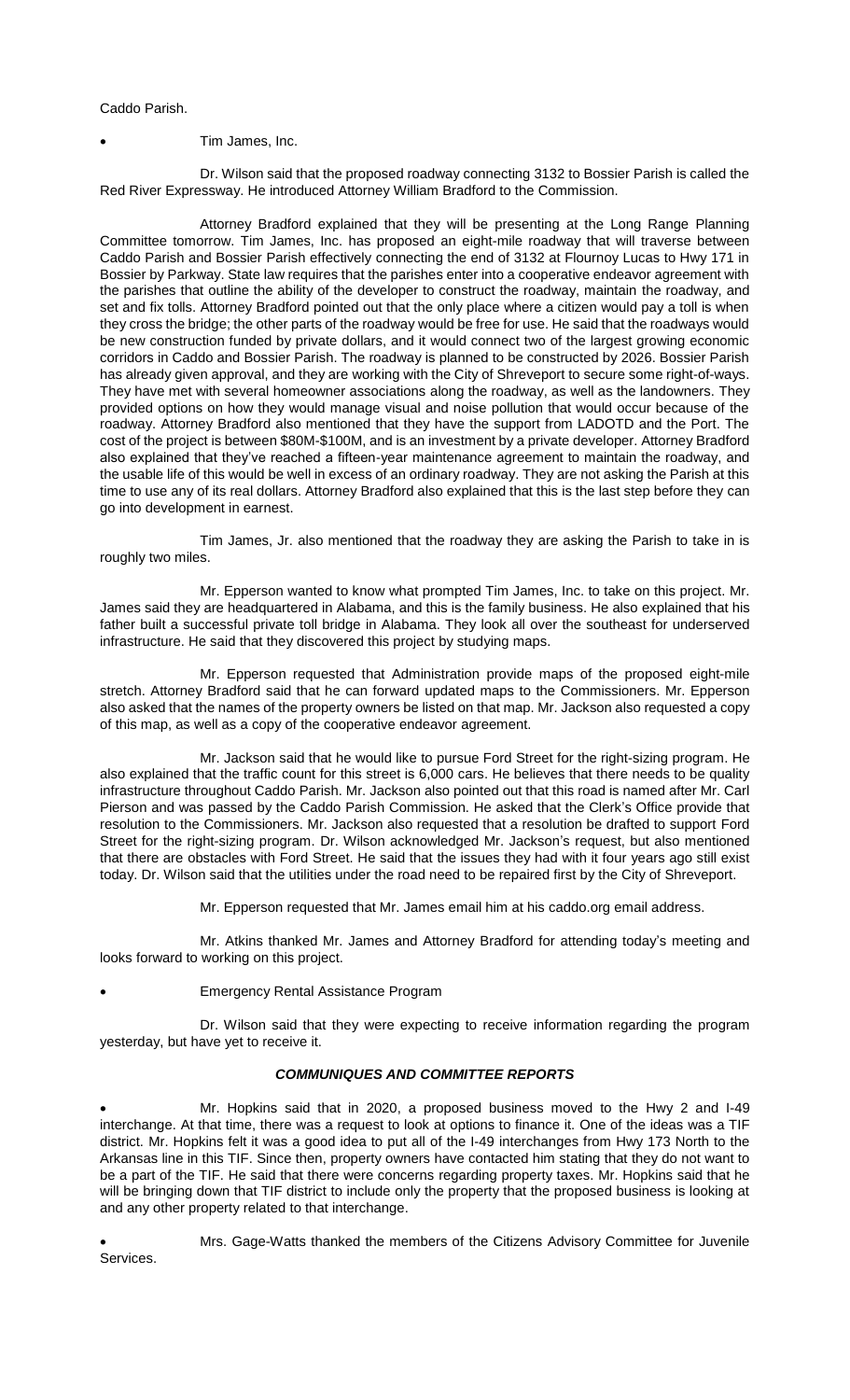Caddo Parish.

- Tim James, Inc.

Dr. Wilson said that the proposed roadway connecting 3132 to Bossier Parish is called the Red River Expressway. He introduced Attorney William Bradford to the Commission.

Attorney Bradford explained that they will be presenting at the Long Range Planning Committee tomorrow. Tim James, Inc. has proposed an eight-mile roadway that will traverse between Caddo Parish and Bossier Parish effectively connecting the end of 3132 at Flournoy Lucas to Hwy 171 in Bossier by Parkway. State law requires that the parishes enter into a cooperative endeavor agreement with the parishes that outline the ability of the developer to construct the roadway, maintain the roadway, and set and fix tolls. Attorney Bradford pointed out that the only place where a citizen would pay a toll is when they cross the bridge; the other parts of the roadway would be free for use. He said that the roadways would be new construction funded by private dollars, and it would connect two of the largest growing economic corridors in Caddo and Bossier Parish. The roadway is planned to be constructed by 2026. Bossier Parish has already given approval, and they are working with the City of Shreveport to secure some right-of-ways. They have met with several homeowner associations along the roadway, as well as the landowners. They provided options on how they would manage visual and noise pollution that would occur because of the roadway. Attorney Bradford also mentioned that they have the support from LADOTD and the Port. The cost of the project is between $80M-$100M, and is an investment by a private developer. Attorney Bradford also explained that they've reached a fifteen-year maintenance agreement to maintain the roadway, and the usable life of this would be well in excess of an ordinary roadway. They are not asking the Parish at this time to use any of its real dollars. Attorney Bradford also explained that this is the last step before they can go into development in earnest.

Tim James, Jr. also mentioned that the roadway they are asking the Parish to take in is roughly two miles.

Mr. Epperson wanted to know what prompted Tim James, Inc. to take on this project. Mr. James said they are headquartered in Alabama, and this is the family business. He also explained that his father built a successful private toll bridge in Alabama. They look all over the southeast for underserved infrastructure. He said that they discovered this project by studying maps.

Mr. Epperson requested that Administration provide maps of the proposed eight-mile stretch. Attorney Bradford said that he can forward updated maps to the Commissioners. Mr. Epperson also asked that the names of the property owners be listed on that map. Mr. Jackson also requested a copy of this map, as well as a copy of the cooperative endeavor agreement.

Mr. Jackson said that he would like to pursue Ford Street for the right-sizing program. He also explained that the traffic count for this street is 6,000 cars. He believes that there needs to be quality infrastructure throughout Caddo Parish. Mr. Jackson also pointed out that this road is named after Mr. Carl Pierson and was passed by the Caddo Parish Commission. He asked that the Clerk's Office provide that resolution to the Commissioners. Mr. Jackson also requested that a resolution be drafted to support Ford Street for the right-sizing program. Dr. Wilson acknowledged Mr. Jackson's request, but also mentioned that there are obstacles with Ford Street. He said that the issues they had with it four years ago still exist today. Dr. Wilson said that the utilities under the road need to be repaired first by the City of Shreveport.

Mr. Epperson requested that Mr. James email him at his caddo.org email address.

Mr. Atkins thanked Mr. James and Attorney Bradford for attending today's meeting and looks forward to working on this project.

- Emergency Rental Assistance Program

Dr. Wilson said that they were expecting to receive information regarding the program yesterday, but have yet to receive it.

### ***COMMUNIQUES AND COMMITTEE REPORTS***

- Mr. Hopkins said that in 2020, a proposed business moved to the Hwy 2 and I-49 interchange. At that time, there was a request to look at options to finance it. One of the ideas was a TIF district. Mr. Hopkins felt it was a good idea to put all of the I-49 interchanges from Hwy 173 North to the Arkansas line in this TIF. Since then, property owners have contacted him stating that they do not want to be a part of the TIF. He said that there were concerns regarding property taxes. Mr. Hopkins said that he will be bringing down that TIF district to include only the property that the proposed business is looking at and any other property related to that interchange.

- Mrs. Gage-Watts thanked the members of the Citizens Advisory Committee for Juvenile Services.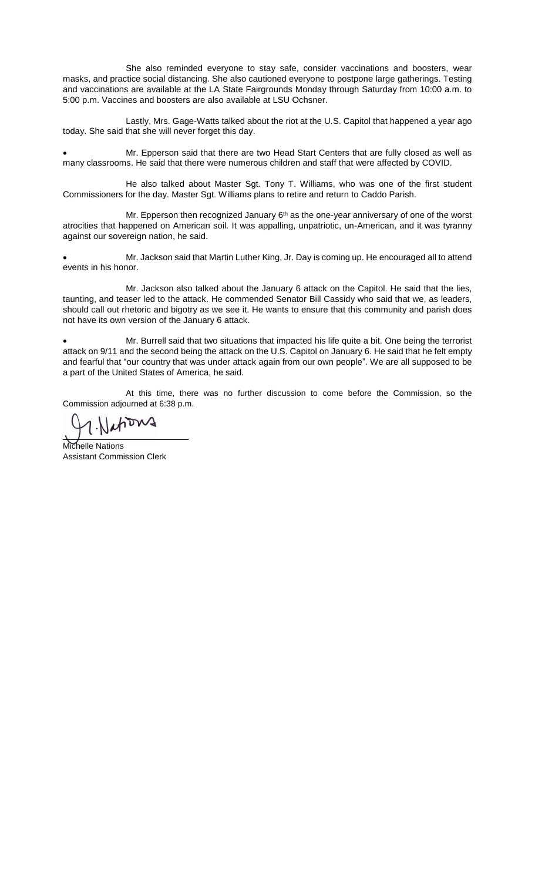She also reminded everyone to stay safe, consider vaccinations and boosters, wear masks, and practice social distancing. She also cautioned everyone to postpone large gatherings. Testing and vaccinations are available at the LA State Fairgrounds Monday through Saturday from 10:00 a.m. to 5:00 p.m. Vaccines and boosters are also available at LSU Ochsner.

Lastly, Mrs. Gage-Watts talked about the riot at the U.S. Capitol that happened a year ago today. She said that she will never forget this day.

- Mr. Epperson said that there are two Head Start Centers that are fully closed as well as many classrooms. He said that there were numerous children and staff that were affected by COVID.

He also talked about Master Sgt. Tony T. Williams, who was one of the first student Commissioners for the day. Master Sgt. Williams plans to retire and return to Caddo Parish.

Mr. Epperson then recognized January 6th as the one-year anniversary of one of the worst atrocities that happened on American soil. It was appalling, unpatriotic, un-American, and it was tyranny against our sovereign nation, he said.

- Mr. Jackson said that Martin Luther King, Jr. Day is coming up. He encouraged all to attend events in his honor.

Mr. Jackson also talked about the January 6 attack on the Capitol. He said that the lies, taunting, and teaser led to the attack. He commended Senator Bill Cassidy who said that we, as leaders, should call out rhetoric and bigotry as we see it. He wants to ensure that this community and parish does not have its own version of the January 6 attack.

- Mr. Burrell said that two situations that impacted his life quite a bit. One being the terrorist attack on 9/11 and the second being the attack on the U.S. Capitol on January 6. He said that he felt empty and fearful that "our country that was under attack again from our own people". We are all supposed to be a part of the United States of America, he said.

At this time, there was no further discussion to come before the Commission, so the Commission adjourned at 6:38 p.m.

M. Nations

Michelle Nations
Assistant Commission Clerk